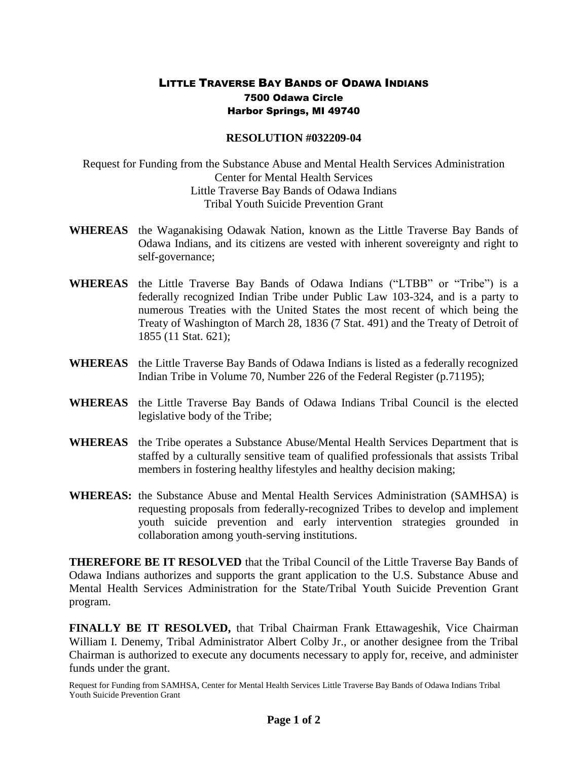# LITTLE TRAVERSE BAY BANDS OF ODAWA INDIANS

**7500 Odawa Circle**
**Harbor Springs, MI 49740**

## RESOLUTION #032209-04

Request for Funding from the Substance Abuse and Mental Health Services Administration
Center for Mental Health Services
Little Traverse Bay Bands of Odawa Indians
Tribal Youth Suicide Prevention Grant

**WHEREAS** the Waganakising Odawak Nation, known as the Little Traverse Bay Bands of Odawa Indians, and its citizens are vested with inherent sovereignty and right to self-governance;

**WHEREAS** the Little Traverse Bay Bands of Odawa Indians ("LTBB" or "Tribe") is a federally recognized Indian Tribe under Public Law 103-324, and is a party to numerous Treaties with the United States the most recent of which being the Treaty of Washington of March 28, 1836 (7 Stat. 491) and the Treaty of Detroit of 1855 (11 Stat. 621);

**WHEREAS** the Little Traverse Bay Bands of Odawa Indians is listed as a federally recognized Indian Tribe in Volume 70, Number 226 of the Federal Register (p.71195);

**WHEREAS** the Little Traverse Bay Bands of Odawa Indians Tribal Council is the elected legislative body of the Tribe;

**WHEREAS** the Tribe operates a Substance Abuse/Mental Health Services Department that is staffed by a culturally sensitive team of qualified professionals that assists Tribal members in fostering healthy lifestyles and healthy decision making;

**WHEREAS:** the Substance Abuse and Mental Health Services Administration (SAMHSA) is requesting proposals from federally-recognized Tribes to develop and implement youth suicide prevention and early intervention strategies grounded in collaboration among youth-serving institutions.

**THEREFORE BE IT RESOLVED** that the Tribal Council of the Little Traverse Bay Bands of Odawa Indians authorizes and supports the grant application to the U.S. Substance Abuse and Mental Health Services Administration for the State/Tribal Youth Suicide Prevention Grant program.

**FINALLY BE IT RESOLVED,** that Tribal Chairman Frank Ettawageshik, Vice Chairman William I. Denemy, Tribal Administrator Albert Colby Jr., or another designee from the Tribal Chairman is authorized to execute any documents necessary to apply for, receive, and administer funds under the grant.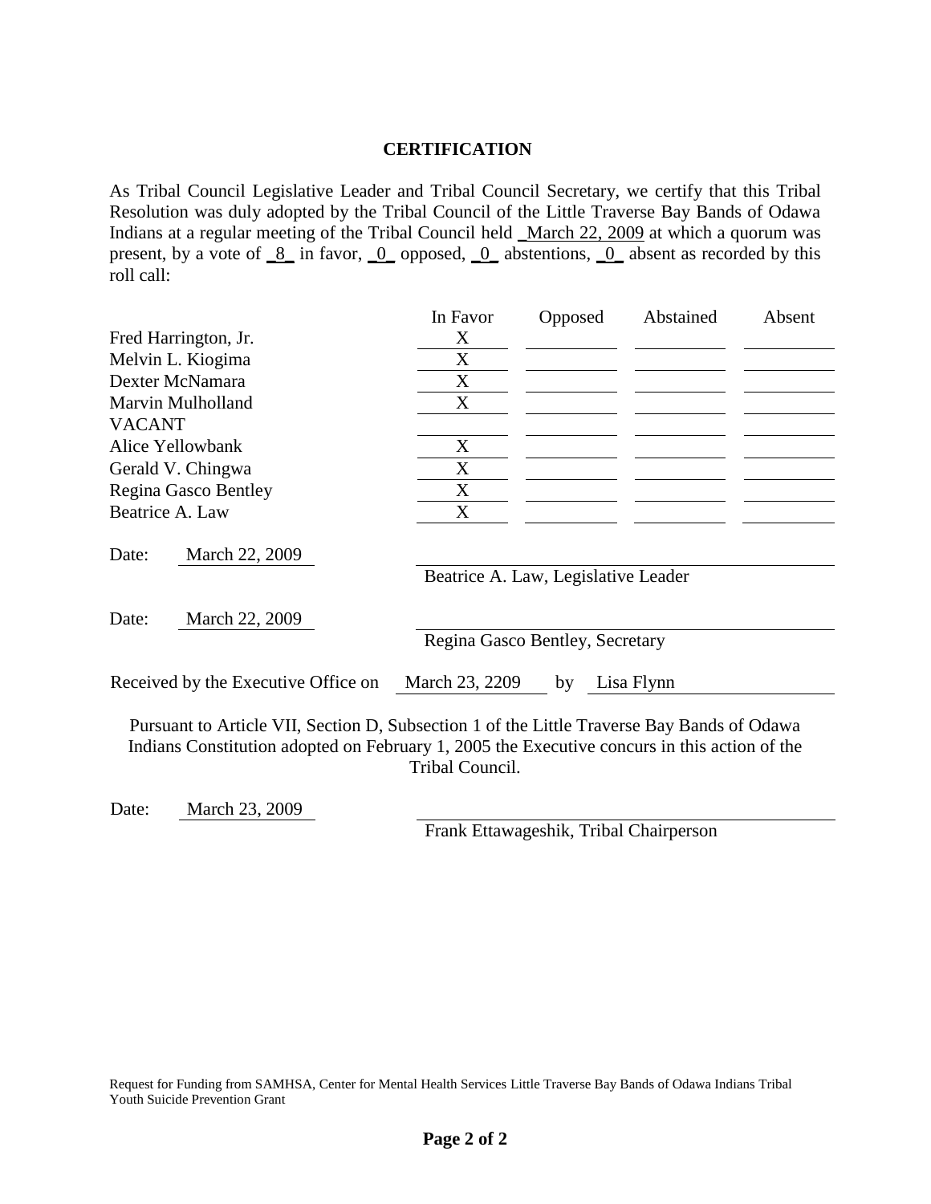## CERTIFICATION

As Tribal Council Legislative Leader and Tribal Council Secretary, we certify that this Tribal Resolution was duly adopted by the Tribal Council of the Little Traverse Bay Bands of Odawa Indians at a regular meeting of the Tribal Council held _March 22, 2009 at which a quorum was present, by a vote of _8_ in favor, _0_ opposed, _0_ abstentions, _0_ absent as recorded by this roll call:

| | In Favor | Opposed | Abstained | Absent |
|---|---|---|---|---|
| Fred Harrington, Jr. | X | | | |
| Melvin L. Kiogima | X | | | |
| Dexter McNamara | X | | | |
| Marvin Mulholland | X | | | |
| VACANT | | | | |
| Alice Yellowbank | X | | | |
| Gerald V. Chingwa | X | | | |
| Regina Gasco Bentley | X | | | |
| Beatrice A. Law | X | | | |

Date: March 22, 2009

Beatrice A. Law, Legislative Leader

Date: March 22, 2009

Regina Gasco Bentley, Secretary

Received by the Executive Office on March 23, 2209 by Lisa Flynn

Pursuant to Article VII, Section D, Subsection 1 of the Little Traverse Bay Bands of Odawa Indians Constitution adopted on February 1, 2005 the Executive concurs in this action of the Tribal Council.

Date: March 23, 2009

Frank Ettawageshik, Tribal Chairperson

Request for Funding from SAMHSA, Center for Mental Health Services Little Traverse Bay Bands of Odawa Indians Tribal Youth Suicide Prevention Grant